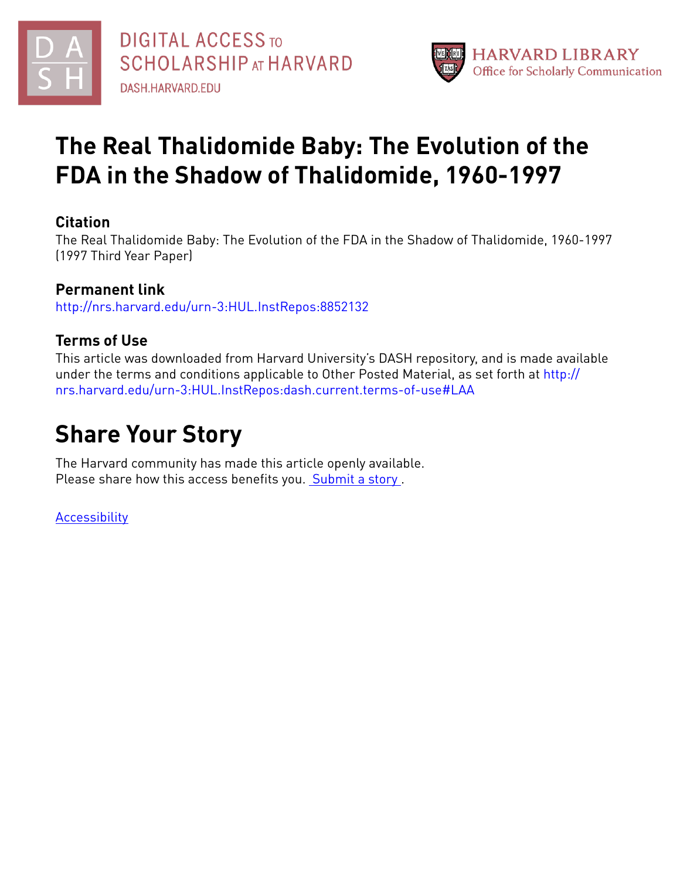DIGITAL ACCESS TO SCHOLARSHIP AT HARVARD

DASH.HARVARD.EDU

HARVARD LIBRARY
Office for Scholarly Communication

# The Real Thalidomide Baby: The Evolution of the FDA in the Shadow of Thalidomide, 1960-1997

## Citation

The Real Thalidomide Baby: The Evolution of the FDA in the Shadow of Thalidomide, 1960-1997 (1997 Third Year Paper)

## Permanent link

http://nrs.harvard.edu/urn-3:HUL.InstRepos:8852132

## Terms of Use

This article was downloaded from Harvard University's DASH repository, and is made available under the terms and conditions applicable to Other Posted Material, as set forth at http://nrs.harvard.edu/urn-3:HUL.InstRepos:dash.current.terms-of-use#LAA

# Share Your Story

The Harvard community has made this article openly available.
Please share how this access benefits you. Submit a story .

Accessibility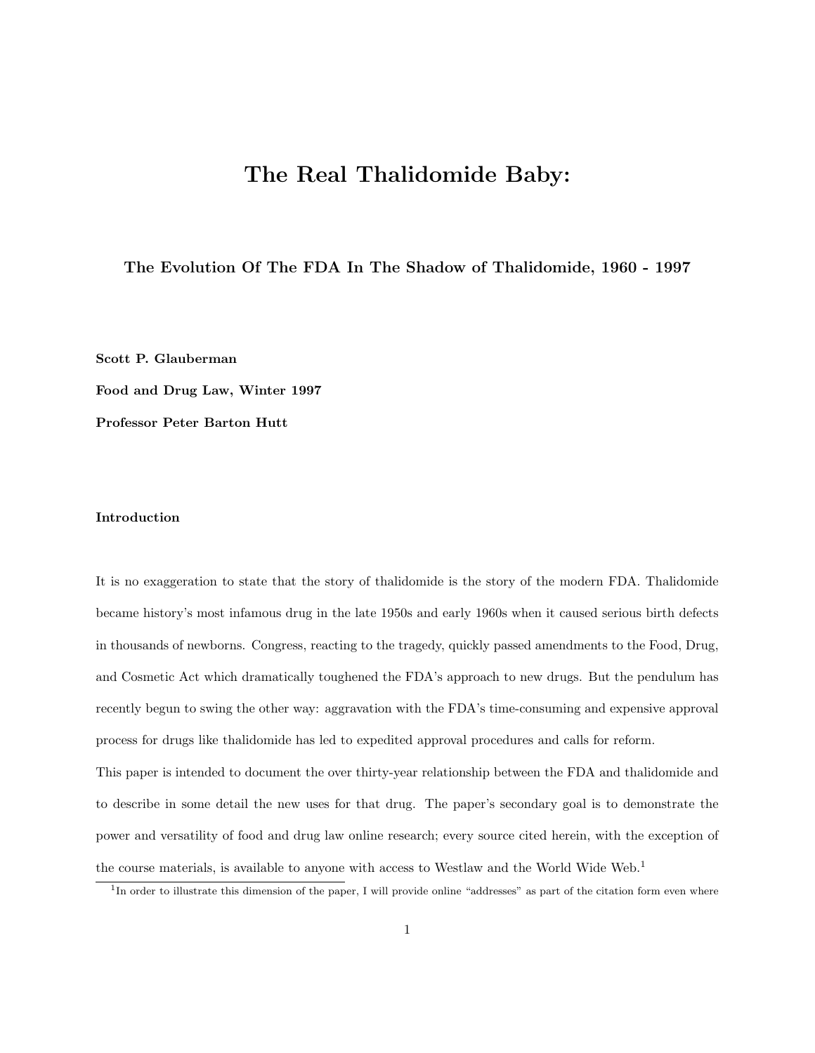# The Real Thalidomide Baby:

### The Evolution Of The FDA In The Shadow of Thalidomide, 1960 - 1997

**Scott P. Glauberman**

**Food and Drug Law, Winter 1997**

**Professor Peter Barton Hutt**

#### Introduction

It is no exaggeration to state that the story of thalidomide is the story of the modern FDA. Thalidomide became history's most infamous drug in the late 1950s and early 1960s when it caused serious birth defects in thousands of newborns. Congress, reacting to the tragedy, quickly passed amendments to the Food, Drug, and Cosmetic Act which dramatically toughened the FDA's approach to new drugs. But the pendulum has recently begun to swing the other way: aggravation with the FDA's time-consuming and expensive approval process for drugs like thalidomide has led to expedited approval procedures and calls for reform.

This paper is intended to document the over thirty-year relationship between the FDA and thalidomide and to describe in some detail the new uses for that drug. The paper's secondary goal is to demonstrate the power and versatility of food and drug law online research; every source cited herein, with the exception of the course materials, is available to anyone with access to Westlaw and the World Wide Web.[1]

[1] In order to illustrate this dimension of the paper, I will provide online "addresses" as part of the citation form even where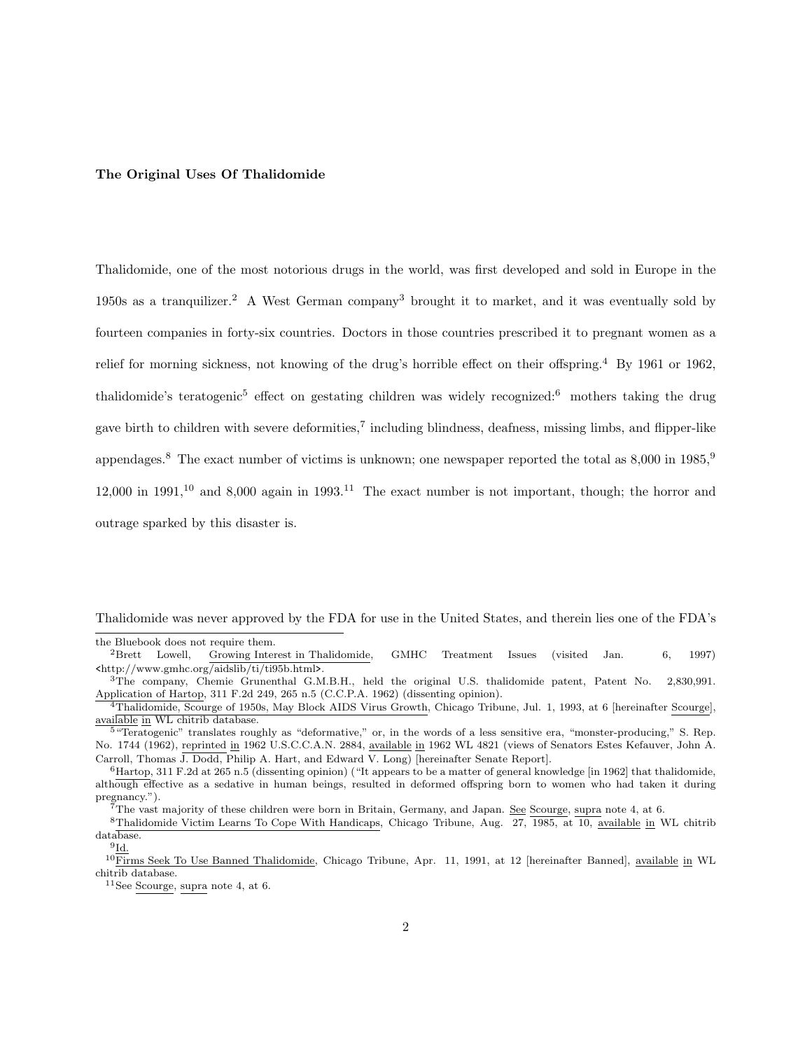**The Original Uses Of Thalidomide**

Thalidomide, one of the most notorious drugs in the world, was first developed and sold in Europe in the 1950s as a tranquilizer.[2] A West German company[3] brought it to market, and it was eventually sold by fourteen companies in forty-six countries. Doctors in those countries prescribed it to pregnant women as a relief for morning sickness, not knowing of the drug's horrible effect on their offspring.[4] By 1961 or 1962, thalidomide's teratogenic[5] effect on gestating children was widely recognized:[6] mothers taking the drug gave birth to children with severe deformities,[7] including blindness, deafness, missing limbs, and flipper-like appendages.[8] The exact number of victims is unknown; one newspaper reported the total as 8,000 in 1985,[9] 12,000 in 1991,[10] and 8,000 again in 1993.[11] The exact number is not important, though; the horror and outrage sparked by this disaster is.

Thalidomide was never approved by the FDA for use in the United States, and therein lies one of the FDA's

---

the Bluebook does not require them.

[2] Brett Lowell, Growing Interest in Thalidomide, GMHC Treatment Issues (visited Jan. 6, 1997) <http://www.gmhc.org/aidslib/ti/ti95b.html>.

[3] The company, Chemie Grunenthal G.M.B.H., held the original U.S. thalidomide patent, Patent No. 2,830,991. Application of Hartop, 311 F.2d 249, 265 n.5 (C.C.P.A. 1962) (dissenting opinion).

[4] Thalidomide, Scourge of 1950s, May Block AIDS Virus Growth, Chicago Tribune, Jul. 1, 1993, at 6 [hereinafter Scourge], available in WL chitrib database.

[5] "Teratogenic" translates roughly as "deformative," or, in the words of a less sensitive era, "monster-producing," S. Rep. No. 1744 (1962), reprinted in 1962 U.S.C.C.A.N. 2884, available in 1962 WL 4821 (views of Senators Estes Kefauver, John A. Carroll, Thomas J. Dodd, Philip A. Hart, and Edward V. Long) [hereinafter Senate Report].

[6] Hartop, 311 F.2d at 265 n.5 (dissenting opinion) ("It appears to be a matter of general knowledge [in 1962] that thalidomide, although effective as a sedative in human beings, resulted in deformed offspring born to women who had taken it during pregnancy.").

[7] The vast majority of these children were born in Britain, Germany, and Japan. See Scourge, supra note 4, at 6.

[8] Thalidomide Victim Learns To Cope With Handicaps, Chicago Tribune, Aug. 27, 1985, at 10, available in WL chitrib database.

[9] Id.

[10] Firms Seek To Use Banned Thalidomide, Chicago Tribune, Apr. 11, 1991, at 12 [hereinafter Banned], available in WL chitrib database.

[11] See Scourge, supra note 4, at 6.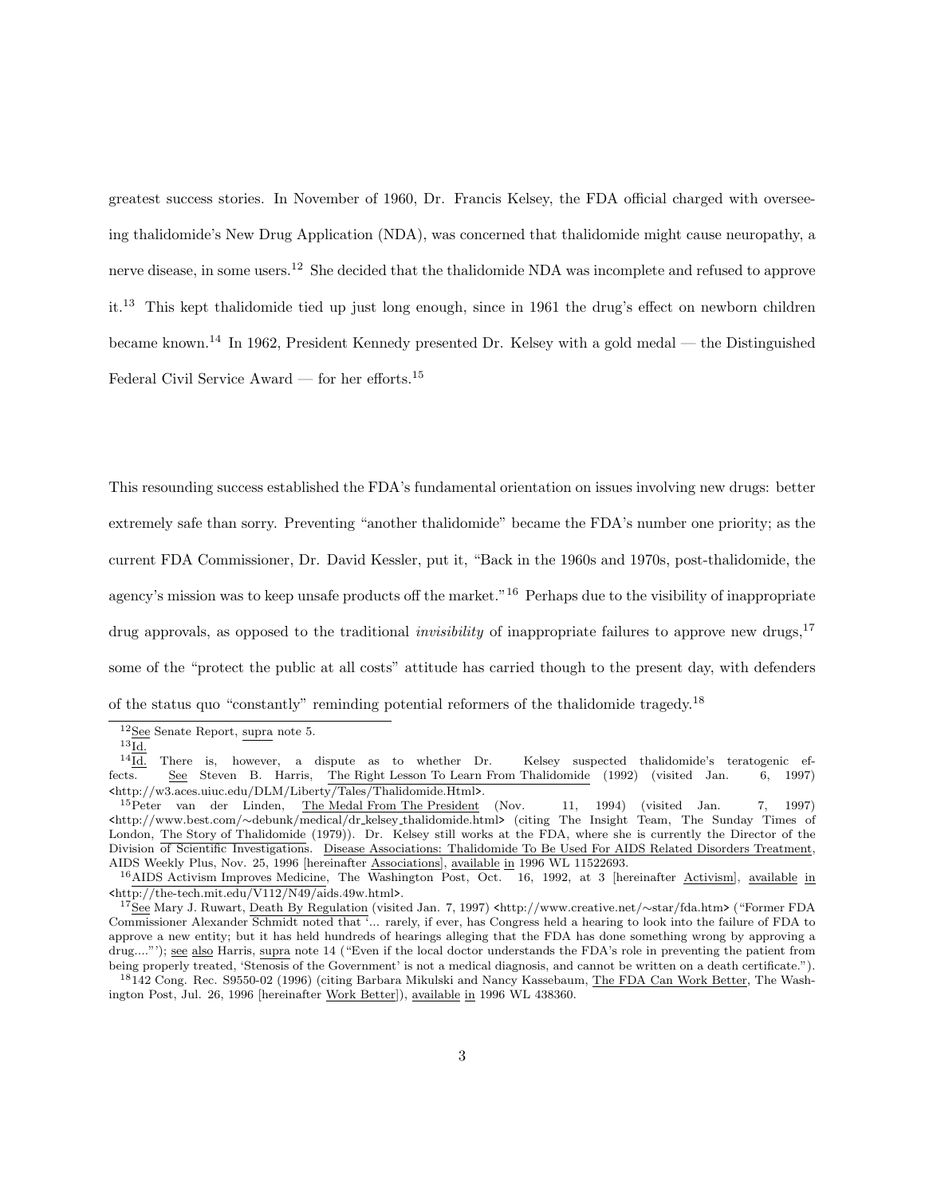greatest success stories. In November of 1960, Dr. Francis Kelsey, the FDA official charged with overseeing thalidomide's New Drug Application (NDA), was concerned that thalidomide might cause neuropathy, a nerve disease, in some users.[12] She decided that the thalidomide NDA was incomplete and refused to approve it.[13] This kept thalidomide tied up just long enough, since in 1961 the drug's effect on newborn children became known.[14] In 1962, President Kennedy presented Dr. Kelsey with a gold medal — the Distinguished Federal Civil Service Award — for her efforts.[15]

This resounding success established the FDA's fundamental orientation on issues involving new drugs: better extremely safe than sorry. Preventing "another thalidomide" became the FDA's number one priority; as the current FDA Commissioner, Dr. David Kessler, put it, "Back in the 1960s and 1970s, post-thalidomide, the agency's mission was to keep unsafe products off the market."[16] Perhaps due to the visibility of inappropriate drug approvals, as opposed to the traditional *invisibility* of inappropriate failures to approve new drugs,[17] some of the "protect the public at all costs" attitude has carried though to the present day, with defenders of the status quo "constantly" reminding potential reformers of the thalidomide tragedy.[18]

---

[12] See Senate Report, supra note 5.

[13] Id.

[14] Id. There is, however, a dispute as to whether Dr. Kelsey suspected thalidomide's teratogenic effects. See Steven B. Harris, The Right Lesson To Learn From Thalidomide (1992) (visited Jan. 6, 1997) <http://w3.aces.uiuc.edu/DLM/Liberty/Tales/Thalidomide.Html>.

[15] Peter van der Linden, The Medal From The President (Nov. 11, 1994) (visited Jan. 7, 1997) <http://www.best.com/∼debunk/medical/dr_kelsey_thalidomide.html> (citing The Insight Team, The Sunday Times of London, The Story of Thalidomide (1979)). Dr. Kelsey still works at the FDA, where she is currently the Director of the Division of Scientific Investigations. Disease Associations: Thalidomide To Be Used For AIDS Related Disorders Treatment, AIDS Weekly Plus, Nov. 25, 1996 [hereinafter Associations], available in 1996 WL 11522693.

[16] AIDS Activism Improves Medicine, The Washington Post, Oct. 16, 1992, at 3 [hereinafter Activism], available in <http://the-tech.mit.edu/V112/N49/aids.49w.html>.

[17] See Mary J. Ruwart, Death By Regulation (visited Jan. 7, 1997) <http://www.creative.net/∼star/fda.htm> ("Former FDA Commissioner Alexander Schmidt noted that '... rarely, if ever, has Congress held a hearing to look into the failure of FDA to approve a new entity; but it has held hundreds of hearings alleging that the FDA has done something wrong by approving a drug....'"); see also Harris, supra note 14 ("Even if the local doctor understands the FDA's role in preventing the patient from being properly treated, 'Stenosis of the Government' is not a medical diagnosis, and cannot be written on a death certificate.").

[18] 142 Cong. Rec. S9550-02 (1996) (citing Barbara Mikulski and Nancy Kassebaum, The FDA Can Work Better, The Washington Post, Jul. 26, 1996 [hereinafter Work Better]), available in 1996 WL 438360.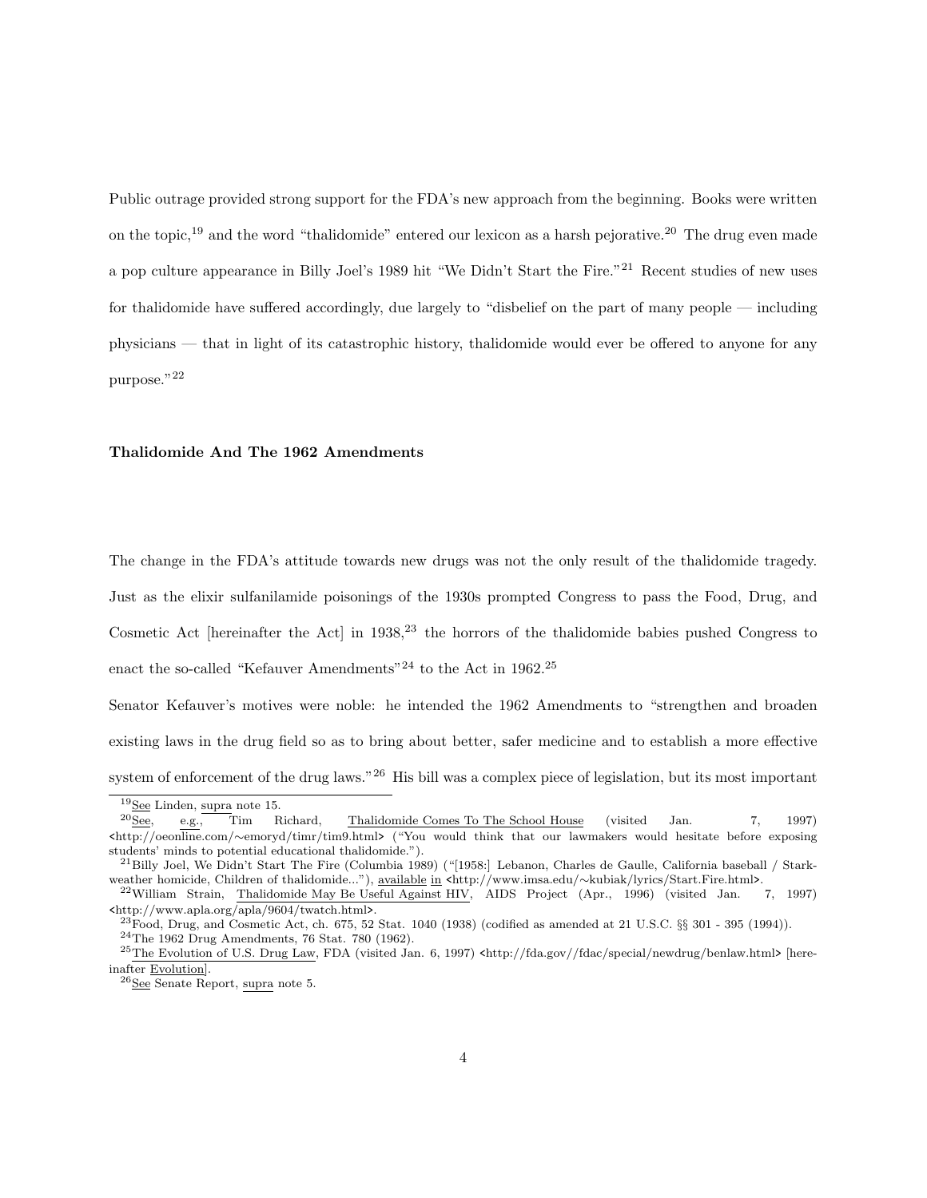Public outrage provided strong support for the FDA's new approach from the beginning. Books were written on the topic,[19] and the word "thalidomide" entered our lexicon as a harsh pejorative.[20] The drug even made a pop culture appearance in Billy Joel's 1989 hit "We Didn't Start the Fire."[21] Recent studies of new uses for thalidomide have suffered accordingly, due largely to "disbelief on the part of many people — including physicians — that in light of its catastrophic history, thalidomide would ever be offered to anyone for any purpose."[22]

### Thalidomide And The 1962 Amendments

The change in the FDA's attitude towards new drugs was not the only result of the thalidomide tragedy. Just as the elixir sulfanilamide poisonings of the 1930s prompted Congress to pass the Food, Drug, and Cosmetic Act [hereinafter the Act] in 1938,[23] the horrors of the thalidomide babies pushed Congress to enact the so-called "Kefauver Amendments"[24] to the Act in 1962.[25]

Senator Kefauver's motives were noble: he intended the 1962 Amendments to "strengthen and broaden existing laws in the drug field so as to bring about better, safer medicine and to establish a more effective system of enforcement of the drug laws."[26] His bill was a complex piece of legislation, but its most important

---

[19] See Linden, supra note 15.

[20] See, e.g., Tim Richard, Thalidomide Comes To The School House (visited Jan. 7, 1997) <http://oeonline.com/∼emoryd/timr/tim9.html> ("You would think that our lawmakers would hesitate before exposing students' minds to potential educational thalidomide.").

[21] Billy Joel, We Didn't Start The Fire (Columbia 1989) ("[1958:] Lebanon, Charles de Gaulle, California baseball / Starkweather homicide, Children of thalidomide..."), available in <http://www.imsa.edu/∼kubiak/lyrics/Start.Fire.html>.

[22] William Strain, Thalidomide May Be Useful Against HIV, AIDS Project (Apr., 1996) (visited Jan. 7, 1997) <http://www.apla.org/apla/9604/twatch.html>.

[23] Food, Drug, and Cosmetic Act, ch. 675, 52 Stat. 1040 (1938) (codified as amended at 21 U.S.C. §§ 301 - 395 (1994)).

[24] The 1962 Drug Amendments, 76 Stat. 780 (1962).

[25] The Evolution of U.S. Drug Law, FDA (visited Jan. 6, 1997) <http://fda.gov//fdac/special/newdrug/benlaw.html> [hereinafter Evolution].

[26] See Senate Report, supra note 5.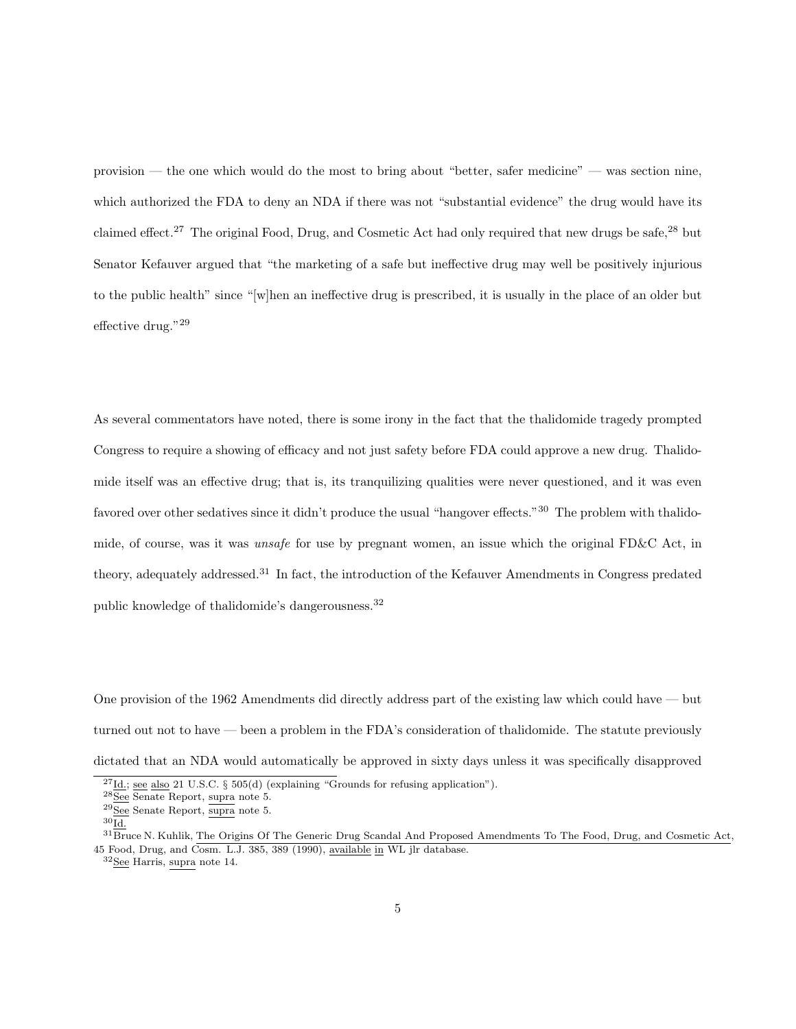provision — the one which would do the most to bring about "better, safer medicine" — was section nine, which authorized the FDA to deny an NDA if there was not "substantial evidence" the drug would have its claimed effect.[27] The original Food, Drug, and Cosmetic Act had only required that new drugs be safe,[28] but Senator Kefauver argued that "the marketing of a safe but ineffective drug may well be positively injurious to the public health" since "[w]hen an ineffective drug is prescribed, it is usually in the place of an older but effective drug."[29]

As several commentators have noted, there is some irony in the fact that the thalidomide tragedy prompted Congress to require a showing of efficacy and not just safety before FDA could approve a new drug. Thalidomide itself was an effective drug; that is, its tranquilizing qualities were never questioned, and it was even favored over other sedatives since it didn't produce the usual "hangover effects."[30] The problem with thalidomide, of course, was it was *unsafe* for use by pregnant women, an issue which the original FD&C Act, in theory, adequately addressed.[31] In fact, the introduction of the Kefauver Amendments in Congress predated public knowledge of thalidomide's dangerousness.[32]

One provision of the 1962 Amendments did directly address part of the existing law which could have — but turned out not to have — been a problem in the FDA's consideration of thalidomide. The statute previously dictated that an NDA would automatically be approved in sixty days unless it was specifically disapproved

[27] Id.; see also 21 U.S.C. § 505(d) (explaining "Grounds for refusing application").

[28] See Senate Report, supra note 5.

[29] See Senate Report, supra note 5.

[30] Id.

[31] Bruce N. Kuhlik, The Origins Of The Generic Drug Scandal And Proposed Amendments To The Food, Drug, and Cosmetic Act, 45 Food, Drug, and Cosm. L.J. 385, 389 (1990), available in WL jlr database.

[32] See Harris, supra note 14.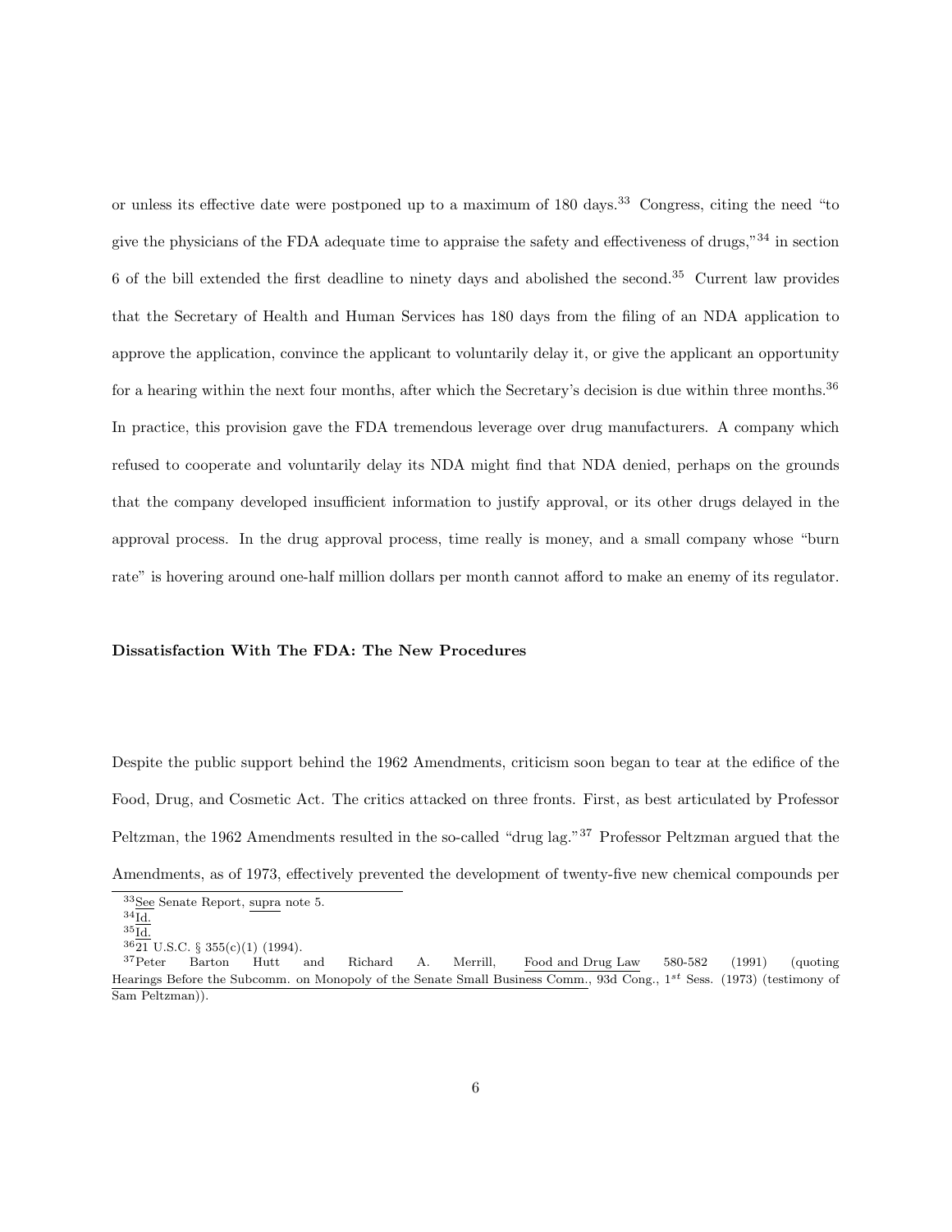or unless its effective date were postponed up to a maximum of 180 days.[33] Congress, citing the need "to give the physicians of the FDA adequate time to appraise the safety and effectiveness of drugs,"[34] in section 6 of the bill extended the first deadline to ninety days and abolished the second.[35] Current law provides that the Secretary of Health and Human Services has 180 days from the filing of an NDA application to approve the application, convince the applicant to voluntarily delay it, or give the applicant an opportunity for a hearing within the next four months, after which the Secretary's decision is due within three months.[36] In practice, this provision gave the FDA tremendous leverage over drug manufacturers. A company which refused to cooperate and voluntarily delay its NDA might find that NDA denied, perhaps on the grounds that the company developed insufficient information to justify approval, or its other drugs delayed in the approval process. In the drug approval process, time really is money, and a small company whose "burn rate" is hovering around one-half million dollars per month cannot afford to make an enemy of its regulator.

**Dissatisfaction With The FDA: The New Procedures**

Despite the public support behind the 1962 Amendments, criticism soon began to tear at the edifice of the Food, Drug, and Cosmetic Act. The critics attacked on three fronts. First, as best articulated by Professor Peltzman, the 1962 Amendments resulted in the so-called "drug lag."[37] Professor Peltzman argued that the Amendments, as of 1973, effectively prevented the development of twenty-five new chemical compounds per

---

[33] See Senate Report, supra note 5.
[34] Id.
[35] Id.
[36] 21 U.S.C. § 355(c)(1) (1994).
[37] Peter Barton Hutt and Richard A. Merrill, Food and Drug Law 580-582 (1991) (quoting Hearings Before the Subcomm. on Monopoly of the Senate Small Business Comm., 93d Cong., 1st Sess. (1973) (testimony of Sam Peltzman)).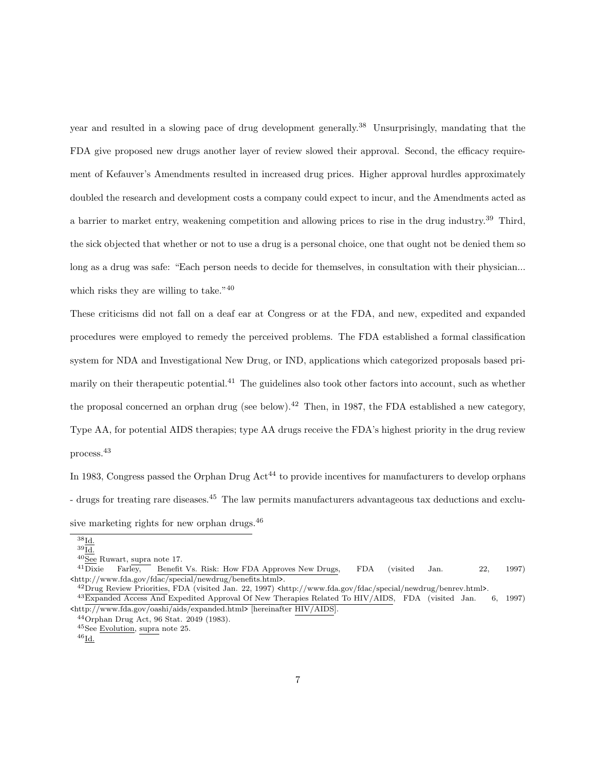year and resulted in a slowing pace of drug development generally.[38] Unsurprisingly, mandating that the FDA give proposed new drugs another layer of review slowed their approval. Second, the efficacy requirement of Kefauver's Amendments resulted in increased drug prices. Higher approval hurdles approximately doubled the research and development costs a company could expect to incur, and the Amendments acted as a barrier to market entry, weakening competition and allowing prices to rise in the drug industry.[39] Third, the sick objected that whether or not to use a drug is a personal choice, one that ought not be denied them so long as a drug was safe: "Each person needs to decide for themselves, in consultation with their physician... which risks they are willing to take."[40]

These criticisms did not fall on a deaf ear at Congress or at the FDA, and new, expedited and expanded procedures were employed to remedy the perceived problems. The FDA established a formal classification system for NDA and Investigational New Drug, or IND, applications which categorized proposals based primarily on their therapeutic potential.[41] The guidelines also took other factors into account, such as whether the proposal concerned an orphan drug (see below).[42] Then, in 1987, the FDA established a new category, Type AA, for potential AIDS therapies; type AA drugs receive the FDA's highest priority in the drug review process.[43]

In 1983, Congress passed the Orphan Drug Act[44] to provide incentives for manufacturers to develop orphans - drugs for treating rare diseases.[45] The law permits manufacturers advantageous tax deductions and exclusive marketing rights for new orphan drugs.[46]

---

[38] Id.

[39] Id.

[40] See Ruwart, supra note 17.

[41] Dixie Farley, Benefit Vs. Risk: How FDA Approves New Drugs, FDA (visited Jan. 22, 1997) <http://www.fda.gov/fdac/special/newdrug/benefits.html>.

[42] Drug Review Priorities, FDA (visited Jan. 22, 1997) <http://www.fda.gov/fdac/special/newdrug/benrev.html>.

[43] Expanded Access And Expedited Approval Of New Therapies Related To HIV/AIDS, FDA (visited Jan. 6, 1997) <http://www.fda.gov/oashi/aids/expanded.html> [hereinafter HIV/AIDS].

[44] Orphan Drug Act, 96 Stat. 2049 (1983).

[45] See Evolution, supra note 25.

[46] Id.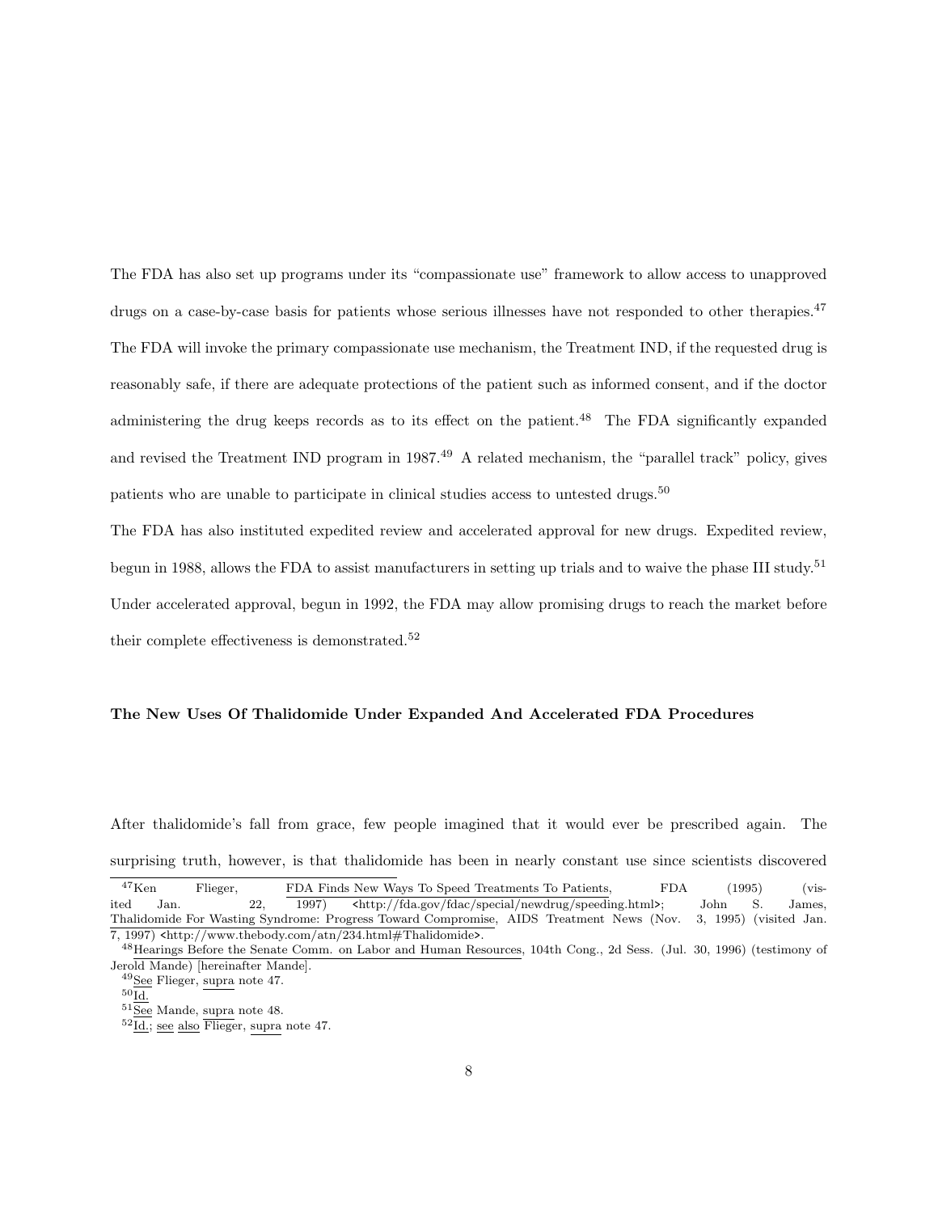The FDA has also set up programs under its "compassionate use" framework to allow access to unapproved drugs on a case-by-case basis for patients whose serious illnesses have not responded to other therapies.[47] The FDA will invoke the primary compassionate use mechanism, the Treatment IND, if the requested drug is reasonably safe, if there are adequate protections of the patient such as informed consent, and if the doctor administering the drug keeps records as to its effect on the patient.[48] The FDA significantly expanded and revised the Treatment IND program in 1987.[49] A related mechanism, the "parallel track" policy, gives patients who are unable to participate in clinical studies access to untested drugs.[50]

The FDA has also instituted expedited review and accelerated approval for new drugs. Expedited review, begun in 1988, allows the FDA to assist manufacturers in setting up trials and to waive the phase III study.[51] Under accelerated approval, begun in 1992, the FDA may allow promising drugs to reach the market before their complete effectiveness is demonstrated.[52]

**The New Uses Of Thalidomide Under Expanded And Accelerated FDA Procedures**

After thalidomide's fall from grace, few people imagined that it would ever be prescribed again. The surprising truth, however, is that thalidomide has been in nearly constant use since scientists discovered

---

[47] Ken Flieger, FDA Finds New Ways To Speed Treatments To Patients, FDA (1995) (visited Jan. 22, 1997) <http://fda.gov/fdac/special/newdrug/speeding.html>; John S. James, Thalidomide For Wasting Syndrome: Progress Toward Compromise, AIDS Treatment News (Nov. 3, 1995) (visited Jan. 7, 1997) <http://www.thebody.com/atn/234.html#Thalidomide>.

[48] Hearings Before the Senate Comm. on Labor and Human Resources, 104th Cong., 2d Sess. (Jul. 30, 1996) (testimony of Jerold Mande) [hereinafter Mande].

[49] See Flieger, supra note 47.

[50] Id.

[51] See Mande, supra note 48.

[52] Id.; see also Flieger, supra note 47.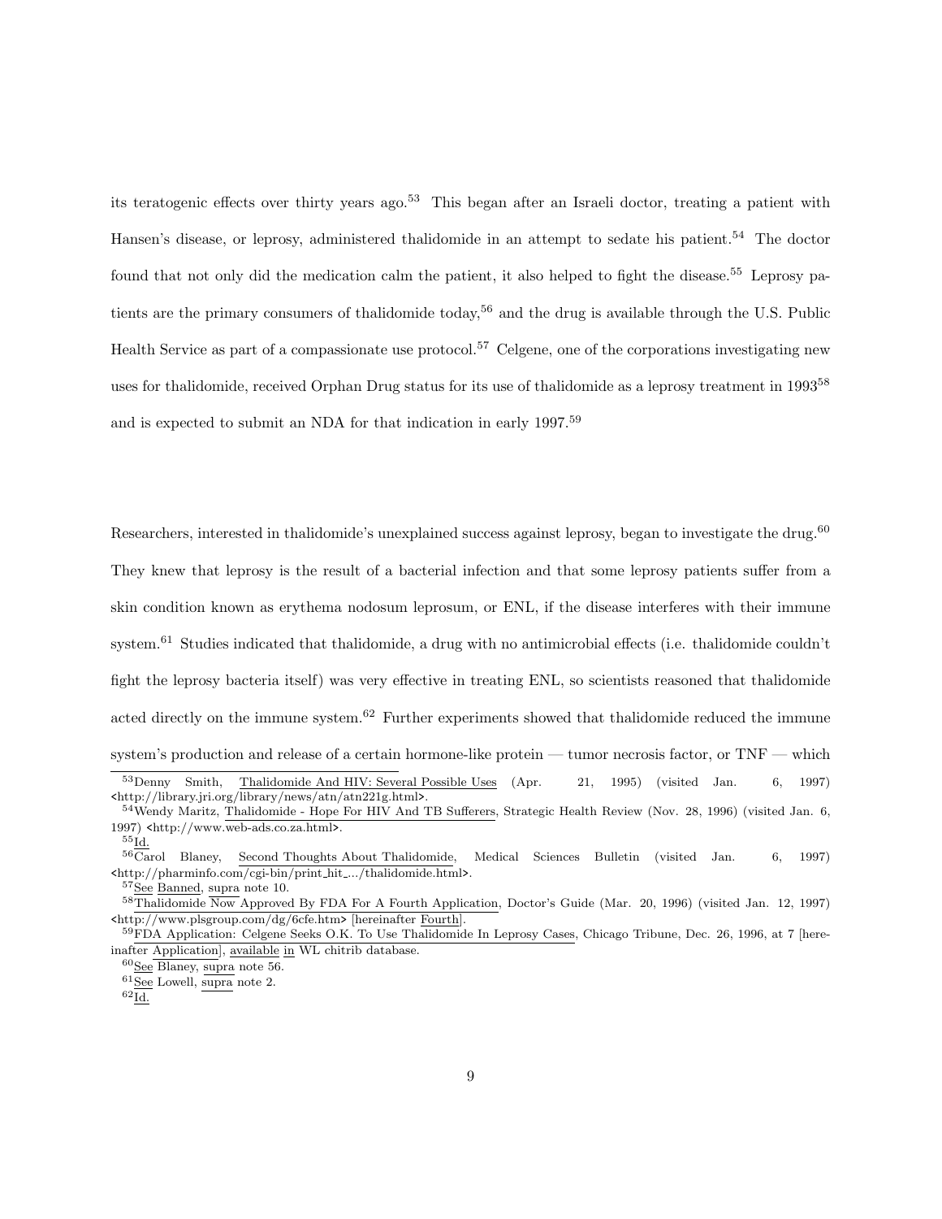its teratogenic effects over thirty years ago.[53] This began after an Israeli doctor, treating a patient with Hansen's disease, or leprosy, administered thalidomide in an attempt to sedate his patient.[54] The doctor found that not only did the medication calm the patient, it also helped to fight the disease.[55] Leprosy patients are the primary consumers of thalidomide today,[56] and the drug is available through the U.S. Public Health Service as part of a compassionate use protocol.[57] Celgene, one of the corporations investigating new uses for thalidomide, received Orphan Drug status for its use of thalidomide as a leprosy treatment in 1993[58] and is expected to submit an NDA for that indication in early 1997.[59]

Researchers, interested in thalidomide's unexplained success against leprosy, began to investigate the drug.[60] They knew that leprosy is the result of a bacterial infection and that some leprosy patients suffer from a skin condition known as erythema nodosum leprosum, or ENL, if the disease interferes with their immune system.[61] Studies indicated that thalidomide, a drug with no antimicrobial effects (i.e. thalidomide couldn't fight the leprosy bacteria itself) was very effective in treating ENL, so scientists reasoned that thalidomide acted directly on the immune system.[62] Further experiments showed that thalidomide reduced the immune system's production and release of a certain hormone-like protein — tumor necrosis factor, or TNF — which

---

[53] Denny Smith, Thalidomide And HIV: Several Possible Uses (Apr. 21, 1995) (visited Jan. 6, 1997) <http://library.jri.org/library/news/atn/atn221g.html>.

[54] Wendy Maritz, Thalidomide - Hope For HIV And TB Sufferers, Strategic Health Review (Nov. 28, 1996) (visited Jan. 6, 1997) <http://www.web-ads.co.za.html>.

[55] Id.

[56] Carol Blaney, Second Thoughts About Thalidomide, Medical Sciences Bulletin (visited Jan. 6, 1997) <http://pharminfo.com/cgi-bin/print_hit_.../thalidomide.html>.

[57] See Banned, supra note 10.

[58] Thalidomide Now Approved By FDA For A Fourth Application, Doctor's Guide (Mar. 20, 1996) (visited Jan. 12, 1997) <http://www.plsgroup.com/dg/6cfe.htm> [hereinafter Fourth].

[59] FDA Application: Celgene Seeks O.K. To Use Thalidomide In Leprosy Cases, Chicago Tribune, Dec. 26, 1996, at 7 [hereinafter Application], available in WL chitrib database.

[60] See Blaney, supra note 56.

[61] See Lowell, supra note 2.

[62] Id.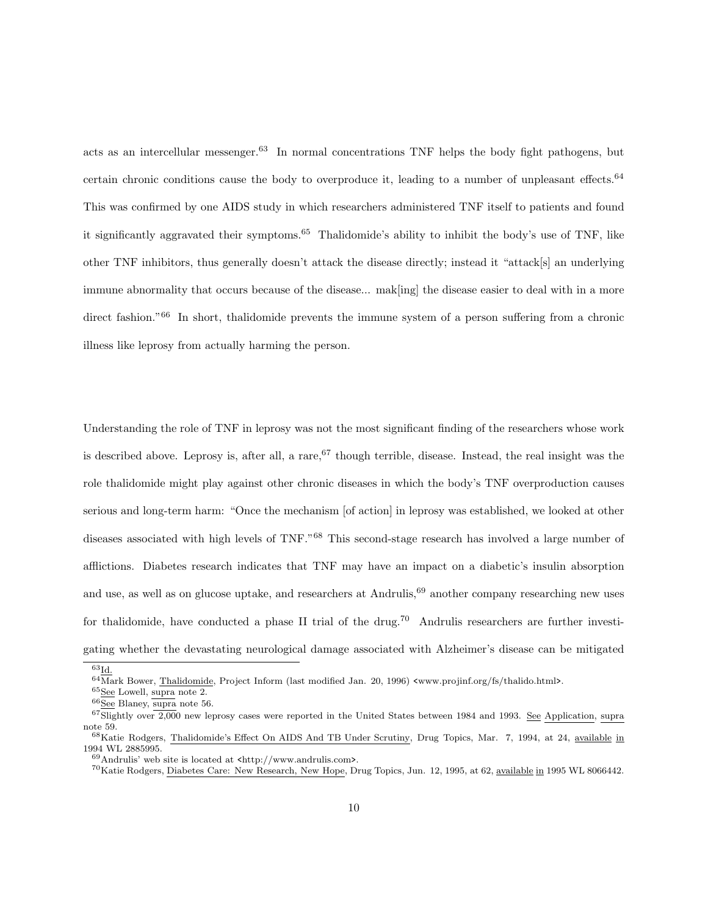acts as an intercellular messenger.[63] In normal concentrations TNF helps the body fight pathogens, but certain chronic conditions cause the body to overproduce it, leading to a number of unpleasant effects.[64] This was confirmed by one AIDS study in which researchers administered TNF itself to patients and found it significantly aggravated their symptoms.[65] Thalidomide's ability to inhibit the body's use of TNF, like other TNF inhibitors, thus generally doesn't attack the disease directly; instead it "attack[s] an underlying immune abnormality that occurs because of the disease... mak[ing] the disease easier to deal with in a more direct fashion."[66] In short, thalidomide prevents the immune system of a person suffering from a chronic illness like leprosy from actually harming the person.

Understanding the role of TNF in leprosy was not the most significant finding of the researchers whose work is described above. Leprosy is, after all, a rare,[67] though terrible, disease. Instead, the real insight was the role thalidomide might play against other chronic diseases in which the body's TNF overproduction causes serious and long-term harm: "Once the mechanism [of action] in leprosy was established, we looked at other diseases associated with high levels of TNF."[68] This second-stage research has involved a large number of afflictions. Diabetes research indicates that TNF may have an impact on a diabetic's insulin absorption and use, as well as on glucose uptake, and researchers at Andrulis,[69] another company researching new uses for thalidomide, have conducted a phase II trial of the drug.[70] Andrulis researchers are further investigating whether the devastating neurological damage associated with Alzheimer's disease can be mitigated

---

[63] Id.

[64] Mark Bower, Thalidomide, Project Inform (last modified Jan. 20, 1996) <www.projinf.org/fs/thalido.html>.

[65] See Lowell, supra note 2.

[66] See Blaney, supra note 56.

[67] Slightly over 2,000 new leprosy cases were reported in the United States between 1984 and 1993. See Application, supra note 59.

[68] Katie Rodgers, Thalidomide's Effect On AIDS And TB Under Scrutiny, Drug Topics, Mar. 7, 1994, at 24, available in 1994 WL 2885995.

[69] Andrulis' web site is located at <http://www.andrulis.com>.

[70] Katie Rodgers, Diabetes Care: New Research, New Hope, Drug Topics, Jun. 12, 1995, at 62, available in 1995 WL 8066442.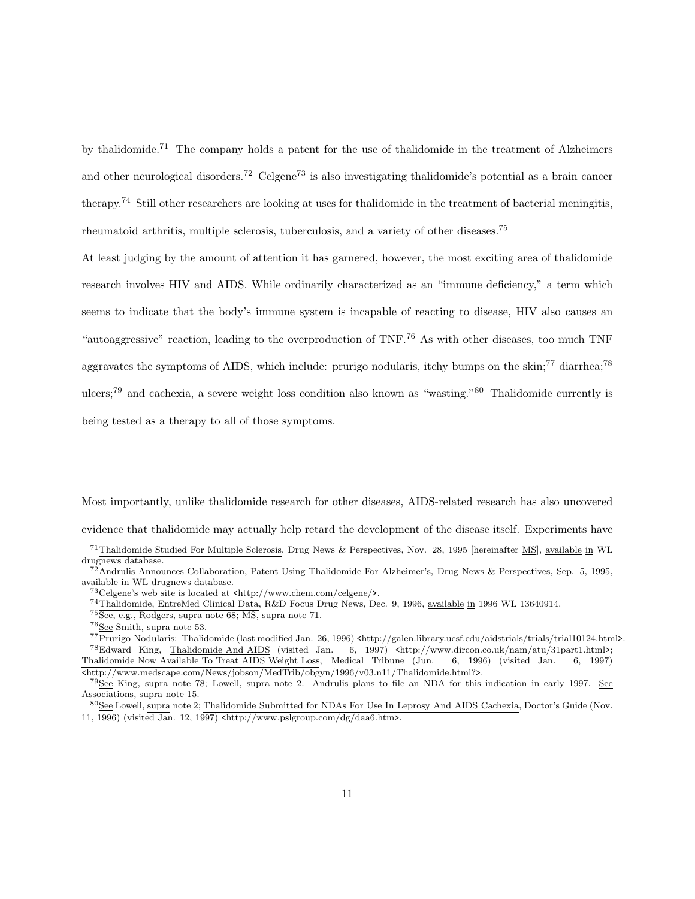by thalidomide.[71] The company holds a patent for the use of thalidomide in the treatment of Alzheimers and other neurological disorders.[72] Celgene[73] is also investigating thalidomide's potential as a brain cancer therapy.[74] Still other researchers are looking at uses for thalidomide in the treatment of bacterial meningitis, rheumatoid arthritis, multiple sclerosis, tuberculosis, and a variety of other diseases.[75]

At least judging by the amount of attention it has garnered, however, the most exciting area of thalidomide research involves HIV and AIDS. While ordinarily characterized as an "immune deficiency," a term which seems to indicate that the body's immune system is incapable of reacting to disease, HIV also causes an "autoaggressive" reaction, leading to the overproduction of TNF.[76] As with other diseases, too much TNF aggravates the symptoms of AIDS, which include: prurigo nodularis, itchy bumps on the skin;[77] diarrhea;[78] ulcers;[79] and cachexia, a severe weight loss condition also known as "wasting."[80] Thalidomide currently is being tested as a therapy to all of those symptoms.

Most importantly, unlike thalidomide research for other diseases, AIDS-related research has also uncovered evidence that thalidomide may actually help retard the development of the disease itself. Experiments have

---

[71] Thalidomide Studied For Multiple Sclerosis, Drug News & Perspectives, Nov. 28, 1995 [hereinafter MS], available in WL drugnews database.

[72] Andrulis Announces Collaboration, Patent Using Thalidomide For Alzheimer's, Drug News & Perspectives, Sep. 5, 1995, available in WL drugnews database.

[73] Celgene's web site is located at <http://www.chem.com/celgene/>.

[74] Thalidomide, EntreMed Clinical Data, R&D Focus Drug News, Dec. 9, 1996, available in 1996 WL 13640914.

[75] See, e.g., Rodgers, supra note 68; MS, supra note 71.

[76] See Smith, supra note 53.

[77] Prurigo Nodularis: Thalidomide (last modified Jan. 26, 1996) <http://galen.library.ucsf.edu/aidstrials/trials/trial10124.html>.

[78] Edward King, Thalidomide And AIDS (visited Jan. 6, 1997) <http://www.dircon.co.uk/nam/atu/31part1.html>; Thalidomide Now Available To Treat AIDS Weight Loss, Medical Tribune (Jun. 6, 1996) (visited Jan. 6, 1997) <http://www.medscape.com/News/jobson/MedTrib/obgyn/1996/v03.n11/Thalidomide.html?>.

[79] See King, supra note 78; Lowell, supra note 2. Andrulis plans to file an NDA for this indication in early 1997. See Associations, supra note 15.

[80] See Lowell, supra note 2; Thalidomide Submitted for NDAs For Use In Leprosy And AIDS Cachexia, Doctor's Guide (Nov. 11, 1996) (visited Jan. 12, 1997) <http://www.pslgroup.com/dg/daa6.htm>.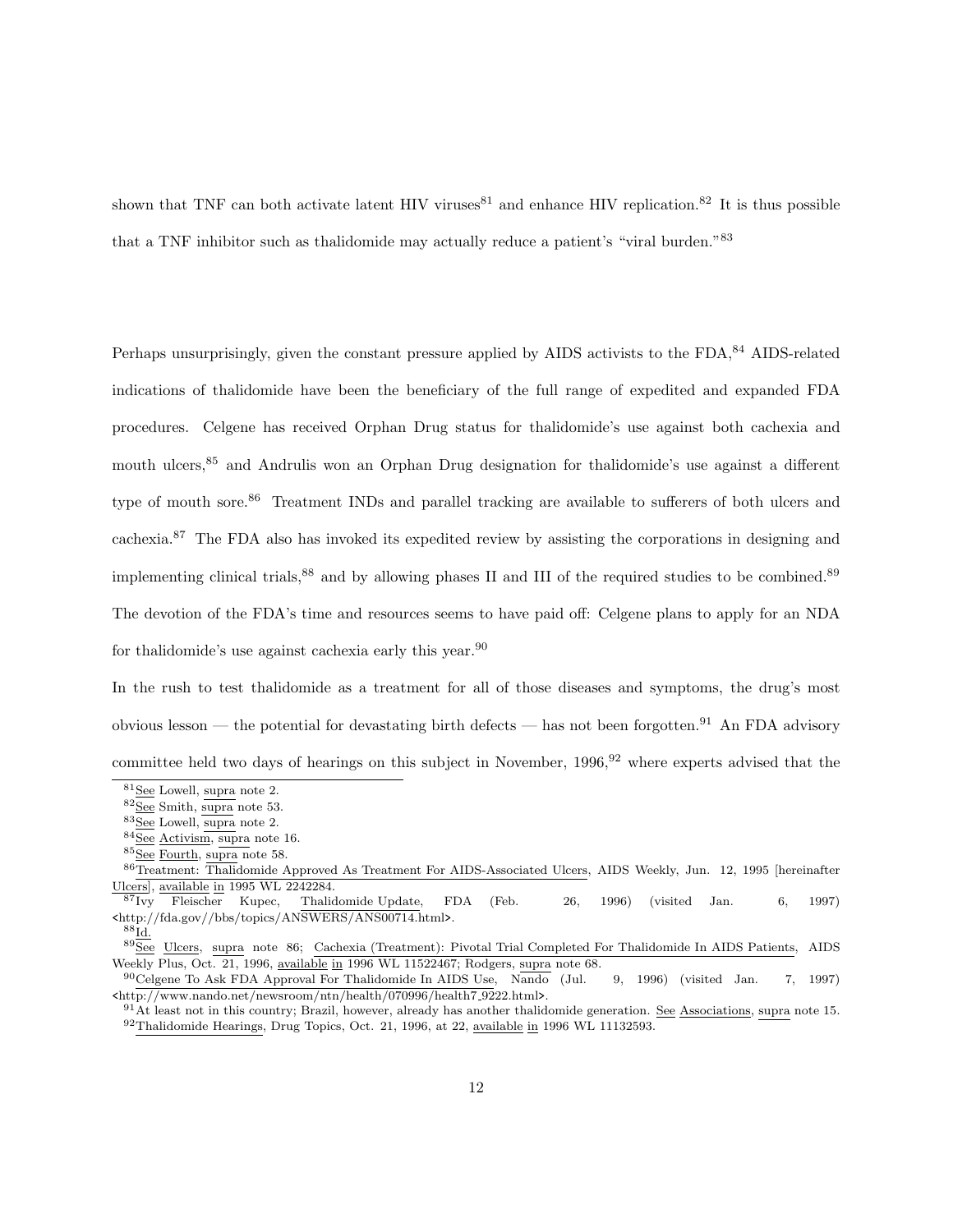shown that TNF can both activate latent HIV viruses[81] and enhance HIV replication.[82] It is thus possible that a TNF inhibitor such as thalidomide may actually reduce a patient's "viral burden."[83]

Perhaps unsurprisingly, given the constant pressure applied by AIDS activists to the FDA,[84] AIDS-related indications of thalidomide have been the beneficiary of the full range of expedited and expanded FDA procedures. Celgene has received Orphan Drug status for thalidomide's use against both cachexia and mouth ulcers,[85] and Andrulis won an Orphan Drug designation for thalidomide's use against a different type of mouth sore.[86] Treatment INDs and parallel tracking are available to sufferers of both ulcers and cachexia.[87] The FDA also has invoked its expedited review by assisting the corporations in designing and implementing clinical trials,[88] and by allowing phases II and III of the required studies to be combined.[89] The devotion of the FDA's time and resources seems to have paid off: Celgene plans to apply for an NDA for thalidomide's use against cachexia early this year.[90]

In the rush to test thalidomide as a treatment for all of those diseases and symptoms, the drug's most obvious lesson — the potential for devastating birth defects — has not been forgotten.[91] An FDA advisory committee held two days of hearings on this subject in November, 1996,[92] where experts advised that the

[81] See Lowell, supra note 2.

[82] See Smith, supra note 53.

[83] See Lowell, supra note 2.

[84] See Activism, supra note 16.

[85] See Fourth, supra note 58.

[86] Treatment: Thalidomide Approved As Treatment For AIDS-Associated Ulcers, AIDS Weekly, Jun. 12, 1995 [hereinafter Ulcers], available in 1995 WL 2242284.

[87] Ivy Fleischer Kupec, Thalidomide Update, FDA (Feb. 26, 1996) (visited Jan. 6, 1997) <http://fda.gov//bbs/topics/ANSWERS/ANS00714.html>.

[88] Id.

[89] See Ulcers, supra note 86; Cachexia (Treatment): Pivotal Trial Completed For Thalidomide In AIDS Patients, AIDS Weekly Plus, Oct. 21, 1996, available in 1996 WL 11522467; Rodgers, supra note 68.

[90] Celgene To Ask FDA Approval For Thalidomide In AIDS Use, Nando (Jul. 9, 1996) (visited Jan. 7, 1997) <http://www.nando.net/newsroom/ntn/health/070996/health7_9222.html>.

[91] At least not in this country; Brazil, however, already has another thalidomide generation. See Associations, supra note 15.

[92] Thalidomide Hearings, Drug Topics, Oct. 21, 1996, at 22, available in 1996 WL 11132593.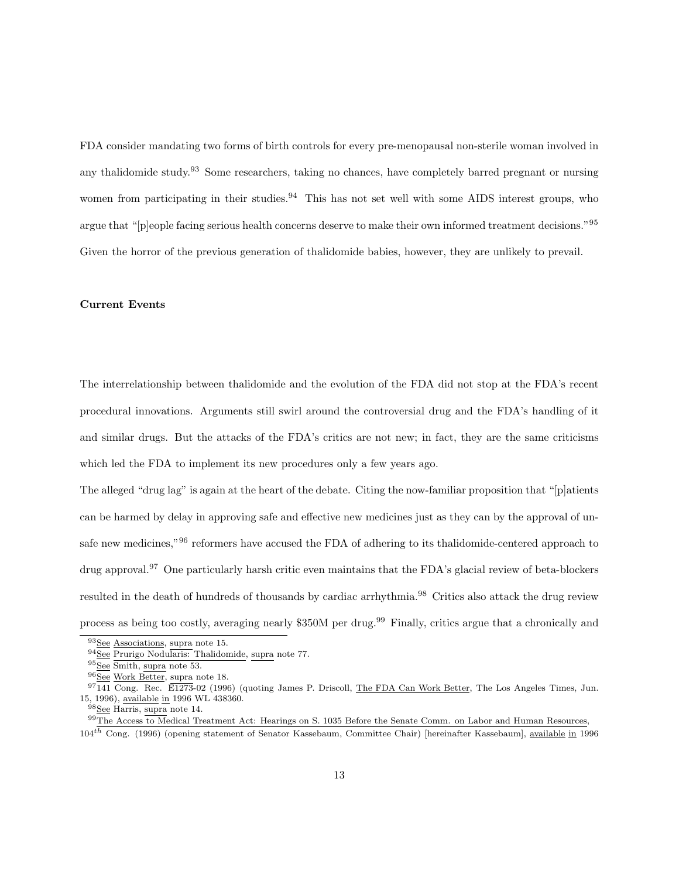FDA consider mandating two forms of birth controls for every pre-menopausal non-sterile woman involved in any thalidomide study.[93] Some researchers, taking no chances, have completely barred pregnant or nursing women from participating in their studies.[94] This has not set well with some AIDS interest groups, who argue that "[p]eople facing serious health concerns deserve to make their own informed treatment decisions."[95] Given the horror of the previous generation of thalidomide babies, however, they are unlikely to prevail.

**Current Events**

The interrelationship between thalidomide and the evolution of the FDA did not stop at the FDA's recent procedural innovations. Arguments still swirl around the controversial drug and the FDA's handling of it and similar drugs. But the attacks of the FDA's critics are not new; in fact, they are the same criticisms which led the FDA to implement its new procedures only a few years ago.

The alleged "drug lag" is again at the heart of the debate. Citing the now-familiar proposition that "[p]atients can be harmed by delay in approving safe and effective new medicines just as they can by the approval of unsafe new medicines,"[96] reformers have accused the FDA of adhering to its thalidomide-centered approach to drug approval.[97] One particularly harsh critic even maintains that the FDA's glacial review of beta-blockers resulted in the death of hundreds of thousands by cardiac arrhythmia.[98] Critics also attack the drug review process as being too costly, averaging nearly \$350M per drug.[99] Finally, critics argue that a chronically and

---

[93] See Associations, supra note 15.

[94] See Prurigo Nodularis: Thalidomide, supra note 77.

[95] See Smith, supra note 53.

[96] See Work Better, supra note 18.

[97] 141 Cong. Rec. E1273-02 (1996) (quoting James P. Driscoll, The FDA Can Work Better, The Los Angeles Times, Jun. 15, 1996), available in 1996 WL 438360.

[98] See Harris, supra note 14.

[99] The Access to Medical Treatment Act: Hearings on S. 1035 Before the Senate Comm. on Labor and Human Resources, $104^{th}$ Cong. (1996) (opening statement of Senator Kassebaum, Committee Chair) [hereinafter Kassebaum], available in 1996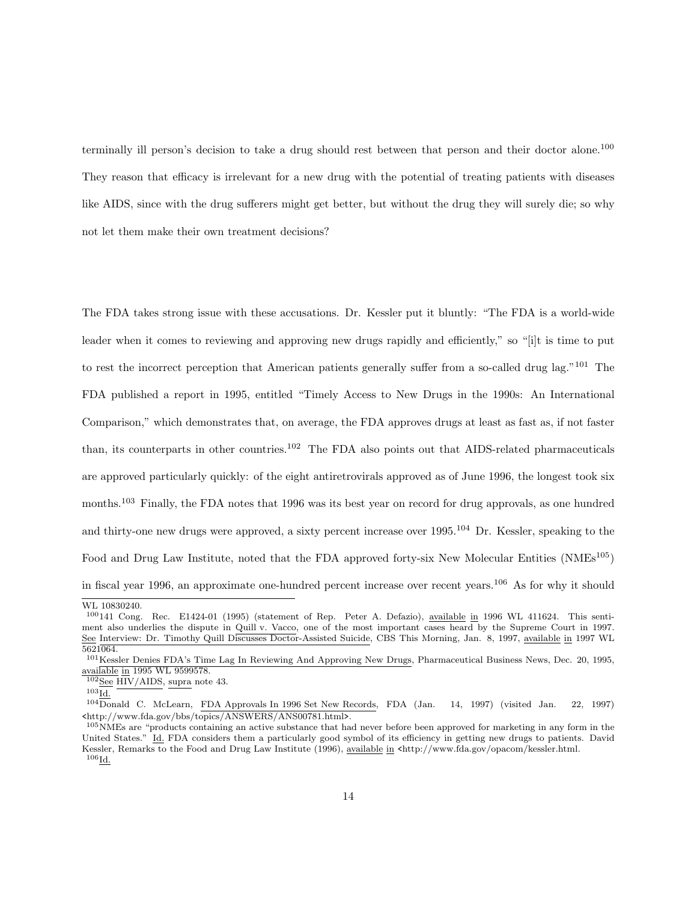terminally ill person's decision to take a drug should rest between that person and their doctor alone.[100] They reason that efficacy is irrelevant for a new drug with the potential of treating patients with diseases like AIDS, since with the drug sufferers might get better, but without the drug they will surely die; so why not let them make their own treatment decisions?

The FDA takes strong issue with these accusations. Dr. Kessler put it bluntly: "The FDA is a world-wide leader when it comes to reviewing and approving new drugs rapidly and efficiently," so "[i]t is time to put to rest the incorrect perception that American patients generally suffer from a so-called drug lag."[101] The FDA published a report in 1995, entitled "Timely Access to New Drugs in the 1990s: An International Comparison," which demonstrates that, on average, the FDA approves drugs at least as fast as, if not faster than, its counterparts in other countries.[102] The FDA also points out that AIDS-related pharmaceuticals are approved particularly quickly: of the eight antiretrovirals approved as of June 1996, the longest took six months.[103] Finally, the FDA notes that 1996 was its best year on record for drug approvals, as one hundred and thirty-one new drugs were approved, a sixty percent increase over 1995.[104] Dr. Kessler, speaking to the Food and Drug Law Institute, noted that the FDA approved forty-six New Molecular Entities (NMEs[105]) in fiscal year 1996, an approximate one-hundred percent increase over recent years.[106] As for why it should

---

WL 10830240.

[100] 141 Cong. Rec. E1424-01 (1995) (statement of Rep. Peter A. Defazio), available in 1996 WL 411624. This sentiment also underlies the dispute in Quill v. Vacco, one of the most important cases heard by the Supreme Court in 1997. See Interview: Dr. Timothy Quill Discusses Doctor-Assisted Suicide, CBS This Morning, Jan. 8, 1997, available in 1997 WL 5621064.

[101] Kessler Denies FDA's Time Lag In Reviewing And Approving New Drugs, Pharmaceutical Business News, Dec. 20, 1995, available in 1995 WL 9599578.

[102] See HIV/AIDS, supra note 43.

[103] Id.

[104] Donald C. McLearn, FDA Approvals In 1996 Set New Records, FDA (Jan. 14, 1997) (visited Jan. 22, 1997) <http://www.fda.gov/bbs/topics/ANSWERS/ANS00781.html>.

[105] NMEs are "products containing an active substance that had never before been approved for marketing in any form in the United States." Id. FDA considers them a particularly good symbol of its efficiency in getting new drugs to patients. David Kessler, Remarks to the Food and Drug Law Institute (1996), available in <http://www.fda.gov/opacom/kessler.html.

[106] Id.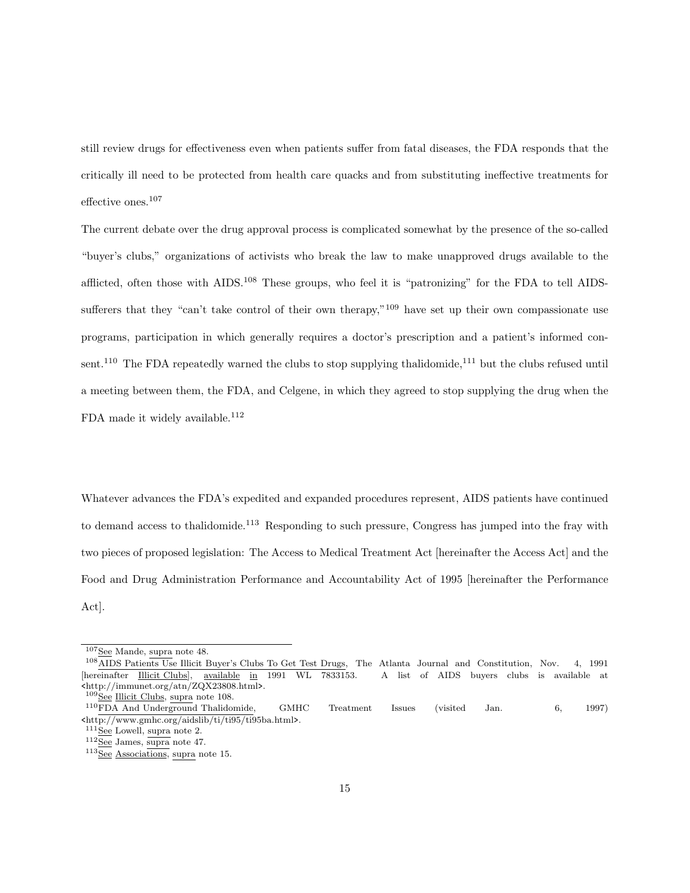still review drugs for effectiveness even when patients suffer from fatal diseases, the FDA responds that the critically ill need to be protected from health care quacks and from substituting ineffective treatments for effective ones.[107]

The current debate over the drug approval process is complicated somewhat by the presence of the so-called "buyer's clubs," organizations of activists who break the law to make unapproved drugs available to the afflicted, often those with AIDS.[108] These groups, who feel it is "patronizing" for the FDA to tell AIDS-sufferers that they "can't take control of their own therapy,"[109] have set up their own compassionate use programs, participation in which generally requires a doctor's prescription and a patient's informed consent.[110] The FDA repeatedly warned the clubs to stop supplying thalidomide,[111] but the clubs refused until a meeting between them, the FDA, and Celgene, in which they agreed to stop supplying the drug when the FDA made it widely available.[112]

Whatever advances the FDA's expedited and expanded procedures represent, AIDS patients have continued to demand access to thalidomide.[113] Responding to such pressure, Congress has jumped into the fray with two pieces of proposed legislation: The Access to Medical Treatment Act [hereinafter the Access Act] and the Food and Drug Administration Performance and Accountability Act of 1995 [hereinafter the Performance Act].

---

[107] See Mande, supra note 48.

[108] AIDS Patients Use Illicit Buyer's Clubs To Get Test Drugs, The Atlanta Journal and Constitution, Nov. 4, 1991 [hereinafter Illicit Clubs], available in 1991 WL 7833153. A list of AIDS buyers clubs is available at <http://immunet.org/atn/ZQX23808.html>.

[109] See Illicit Clubs, supra note 108.

[110] FDA And Underground Thalidomide, GMHC Treatment Issues (visited Jan. 6, 1997) <http://www.gmhc.org/aidslib/ti/ti95/ti95ba.html>.

[111] See Lowell, supra note 2.

[112] See James, supra note 47.

[113] See Associations, supra note 15.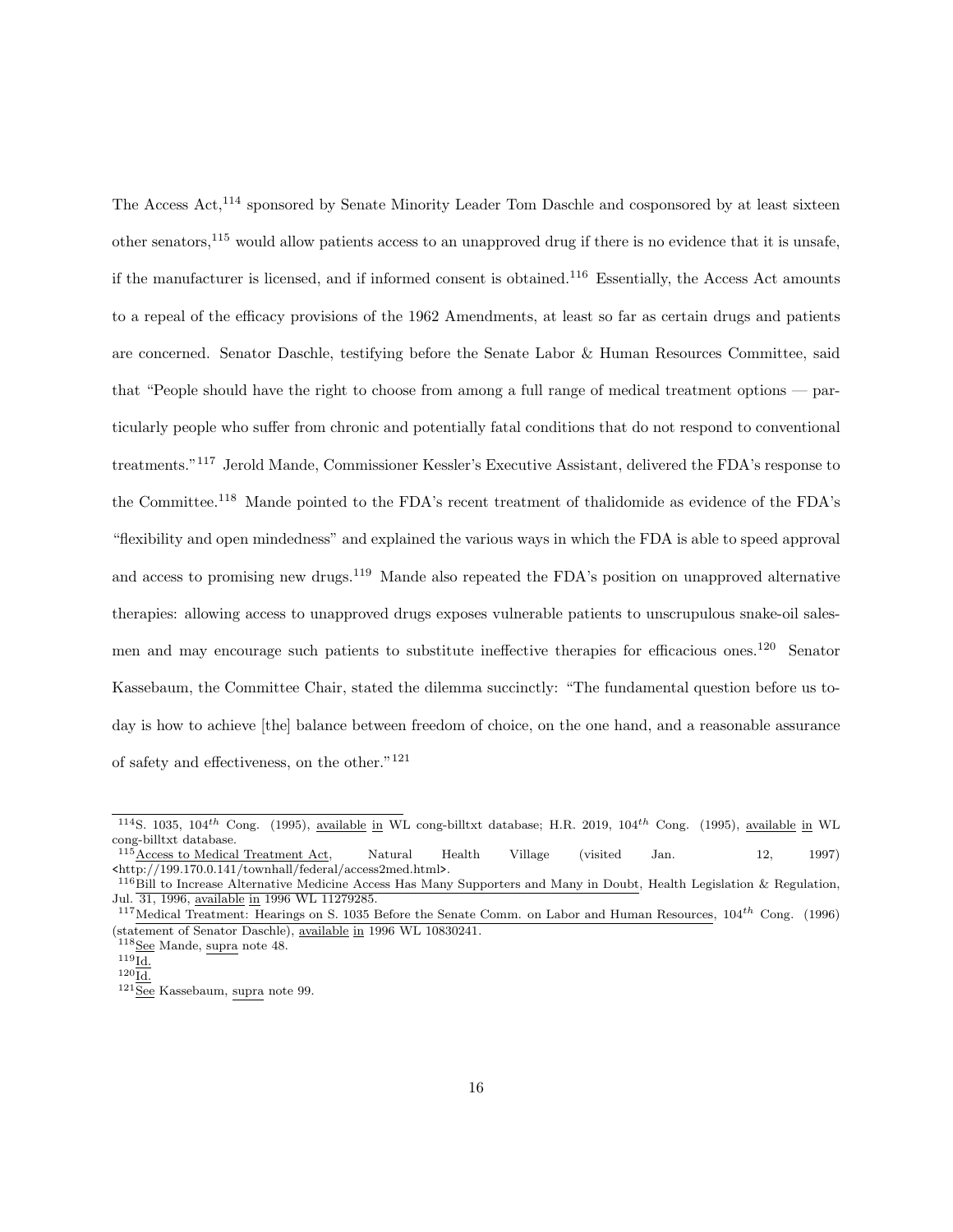The Access Act,[114] sponsored by Senate Minority Leader Tom Daschle and cosponsored by at least sixteen other senators,[115] would allow patients access to an unapproved drug if there is no evidence that it is unsafe, if the manufacturer is licensed, and if informed consent is obtained.[116] Essentially, the Access Act amounts to a repeal of the efficacy provisions of the 1962 Amendments, at least so far as certain drugs and patients are concerned. Senator Daschle, testifying before the Senate Labor & Human Resources Committee, said that "People should have the right to choose from among a full range of medical treatment options — particularly people who suffer from chronic and potentially fatal conditions that do not respond to conventional treatments."[117] Jerold Mande, Commissioner Kessler's Executive Assistant, delivered the FDA's response to the Committee.[118] Mande pointed to the FDA's recent treatment of thalidomide as evidence of the FDA's "flexibility and open mindedness" and explained the various ways in which the FDA is able to speed approval and access to promising new drugs.[119] Mande also repeated the FDA's position on unapproved alternative therapies: allowing access to unapproved drugs exposes vulnerable patients to unscrupulous snake-oil salesmen and may encourage such patients to substitute ineffective therapies for efficacious ones.[120] Senator Kassebaum, the Committee Chair, stated the dilemma succinctly: "The fundamental question before us today is how to achieve [the] balance between freedom of choice, on the one hand, and a reasonable assurance of safety and effectiveness, on the other."[121]

---

[114] S. 1035, $104^{th}$ Cong. (1995), available in WL cong-billtxt database; H.R. 2019, $104^{th}$ Cong. (1995), available in WL cong-billtxt database.

[115] Access to Medical Treatment Act, Natural Health Village (visited Jan. 12, 1997) <http://199.170.0.141/townhall/federal/access2med.html>.

[116] Bill to Increase Alternative Medicine Access Has Many Supporters and Many in Doubt, Health Legislation & Regulation, Jul. 31, 1996, available in 1996 WL 11279285.

[117] Medical Treatment: Hearings on S. 1035 Before the Senate Comm. on Labor and Human Resources, $104^{th}$ Cong. (1996) (statement of Senator Daschle), available in 1996 WL 10830241.

[118] See Mande, supra note 48.

[119] Id.

[120] Id.

[121] See Kassebaum, supra note 99.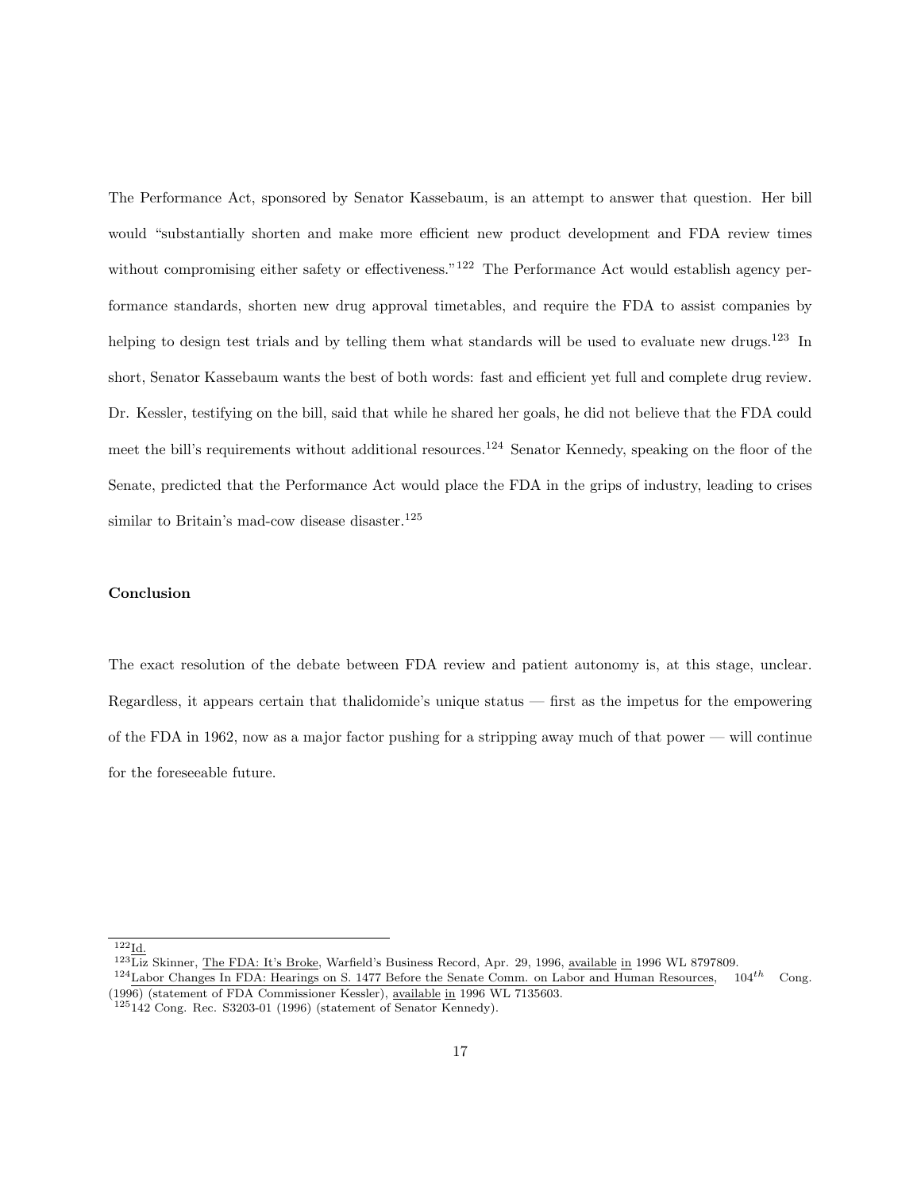The Performance Act, sponsored by Senator Kassebaum, is an attempt to answer that question. Her bill would "substantially shorten and make more efficient new product development and FDA review times without compromising either safety or effectiveness."[122] The Performance Act would establish agency performance standards, shorten new drug approval timetables, and require the FDA to assist companies by helping to design test trials and by telling them what standards will be used to evaluate new drugs.[123] In short, Senator Kassebaum wants the best of both words: fast and efficient yet full and complete drug review. Dr. Kessler, testifying on the bill, said that while he shared her goals, he did not believe that the FDA could meet the bill's requirements without additional resources.[124] Senator Kennedy, speaking on the floor of the Senate, predicted that the Performance Act would place the FDA in the grips of industry, leading to crises similar to Britain's mad-cow disease disaster.[125]

**Conclusion**

The exact resolution of the debate between FDA review and patient autonomy is, at this stage, unclear. Regardless, it appears certain that thalidomide's unique status — first as the impetus for the empowering of the FDA in 1962, now as a major factor pushing for a stripping away much of that power — will continue for the foreseeable future.

---

[122] Id.

[123] Liz Skinner, The FDA: It's Broke, Warfield's Business Record, Apr. 29, 1996, available in 1996 WL 8797809.

[124] Labor Changes In FDA: Hearings on S. 1477 Before the Senate Comm. on Labor and Human Resources, 104th Cong. (1996) (statement of FDA Commissioner Kessler), available in 1996 WL 7135603.

[125] 142 Cong. Rec. S3203-01 (1996) (statement of Senator Kennedy).